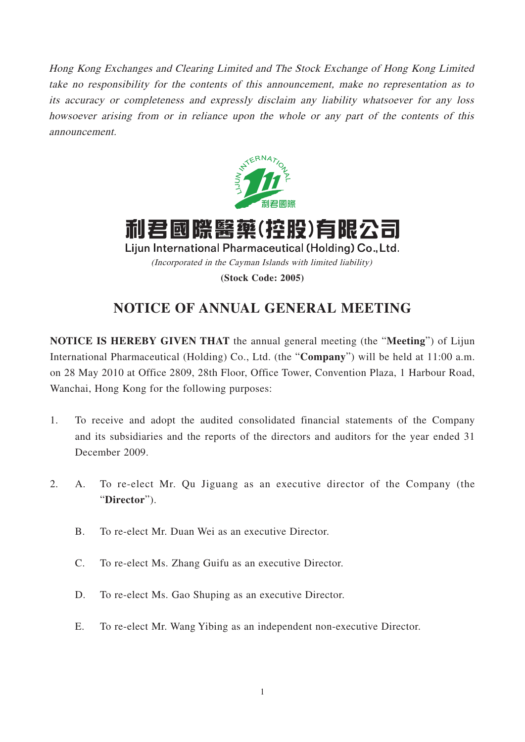*Hong Kong Exchanges and Clearing Limited and The Stock Exchange of Hong Kong Limited take no responsibility for the contents of this announcement, make no representation as to its accuracy or completeness and expressly disclaim any liability whatsoever for any loss howsoever arising from or in reliance upon the whole or any part of the contents of this announcement.*

# 利君國際醫藥(控股)有限公司
## Lijun International Pharmaceutical (Holding) Co., Ltd.

*(Incorporated in the Cayman Islands with limited liability)*

**(Stock Code: 2005)**

## NOTICE OF ANNUAL GENERAL MEETING

**NOTICE IS HEREBY GIVEN THAT** the annual general meeting (the "**Meeting**") of Lijun International Pharmaceutical (Holding) Co., Ltd. (the "**Company**") will be held at 11:00 a.m. on 28 May 2010 at Office 2809, 28th Floor, Office Tower, Convention Plaza, 1 Harbour Road, Wanchai, Hong Kong for the following purposes:

1. To receive and adopt the audited consolidated financial statements of the Company and its subsidiaries and the reports of the directors and auditors for the year ended 31 December 2009.

2. A. To re-elect Mr. Qu Jiguang as an executive director of the Company (the "**Director**").

   B. To re-elect Mr. Duan Wei as an executive Director.

   C. To re-elect Ms. Zhang Guifu as an executive Director.

   D. To re-elect Ms. Gao Shuping as an executive Director.

   E. To re-elect Mr. Wang Yibing as an independent non-executive Director.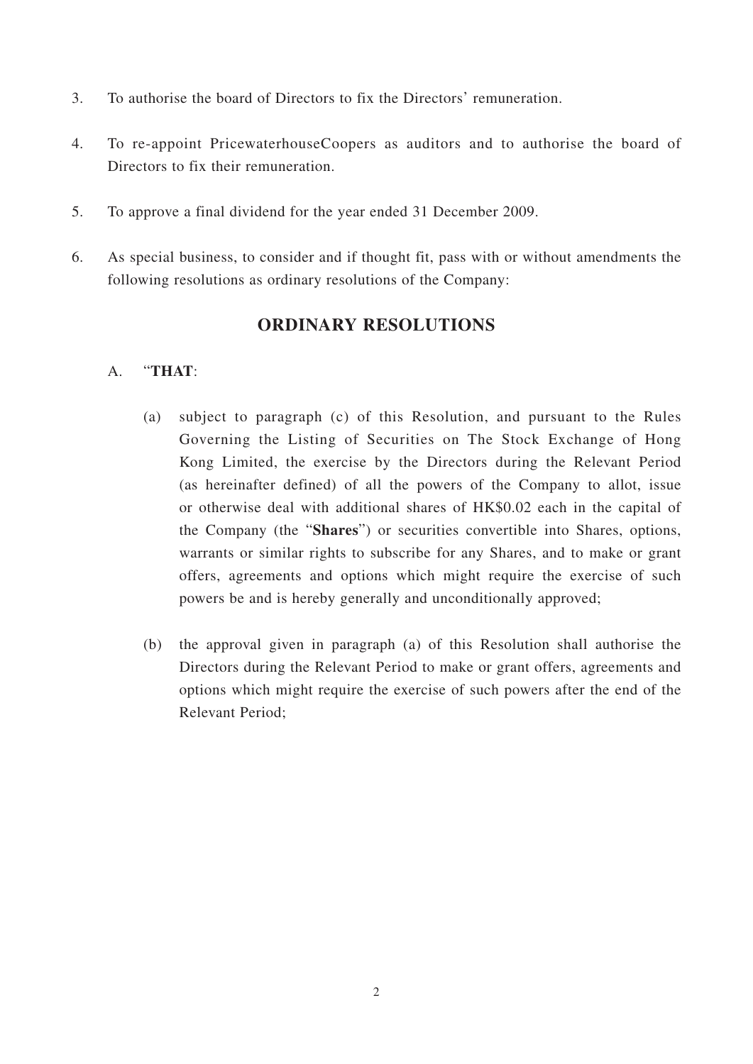3. To authorise the board of Directors to fix the Directors' remuneration.

4. To re-appoint PricewaterhouseCoopers as auditors and to authorise the board of Directors to fix their remuneration.

5. To approve a final dividend for the year ended 31 December 2009.

6. As special business, to consider and if thought fit, pass with or without amendments the following resolutions as ordinary resolutions of the Company:

## ORDINARY RESOLUTIONS

A. "**THAT**:

   (a) subject to paragraph (c) of this Resolution, and pursuant to the Rules Governing the Listing of Securities on The Stock Exchange of Hong Kong Limited, the exercise by the Directors during the Relevant Period (as hereinafter defined) of all the powers of the Company to allot, issue or otherwise deal with additional shares of HK$0.02 each in the capital of the Company (the "**Shares**") or securities convertible into Shares, options, warrants or similar rights to subscribe for any Shares, and to make or grant offers, agreements and options which might require the exercise of such powers be and is hereby generally and unconditionally approved;

   (b) the approval given in paragraph (a) of this Resolution shall authorise the Directors during the Relevant Period to make or grant offers, agreements and options which might require the exercise of such powers after the end of the Relevant Period;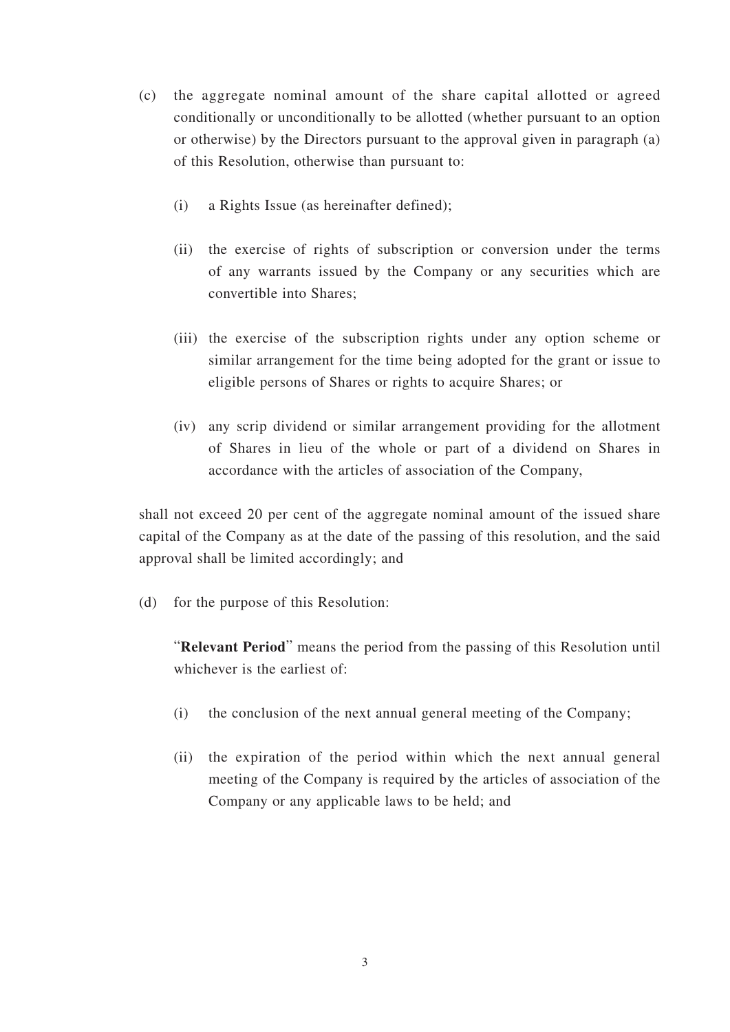(c) the aggregate nominal amount of the share capital allotted or agreed conditionally or unconditionally to be allotted (whether pursuant to an option or otherwise) by the Directors pursuant to the approval given in paragraph (a) of this Resolution, otherwise than pursuant to:

  (i) a Rights Issue (as hereinafter defined);

  (ii) the exercise of rights of subscription or conversion under the terms of any warrants issued by the Company or any securities which are convertible into Shares;

  (iii) the exercise of the subscription rights under any option scheme or similar arrangement for the time being adopted for the grant or issue to eligible persons of Shares or rights to acquire Shares; or

  (iv) any scrip dividend or similar arrangement providing for the allotment of Shares in lieu of the whole or part of a dividend on Shares in accordance with the articles of association of the Company,

shall not exceed 20 per cent of the aggregate nominal amount of the issued share capital of the Company as at the date of the passing of this resolution, and the said approval shall be limited accordingly; and

(d) for the purpose of this Resolution:

  "**Relevant Period**" means the period from the passing of this Resolution until whichever is the earliest of:

  (i) the conclusion of the next annual general meeting of the Company;

  (ii) the expiration of the period within which the next annual general meeting of the Company is required by the articles of association of the Company or any applicable laws to be held; and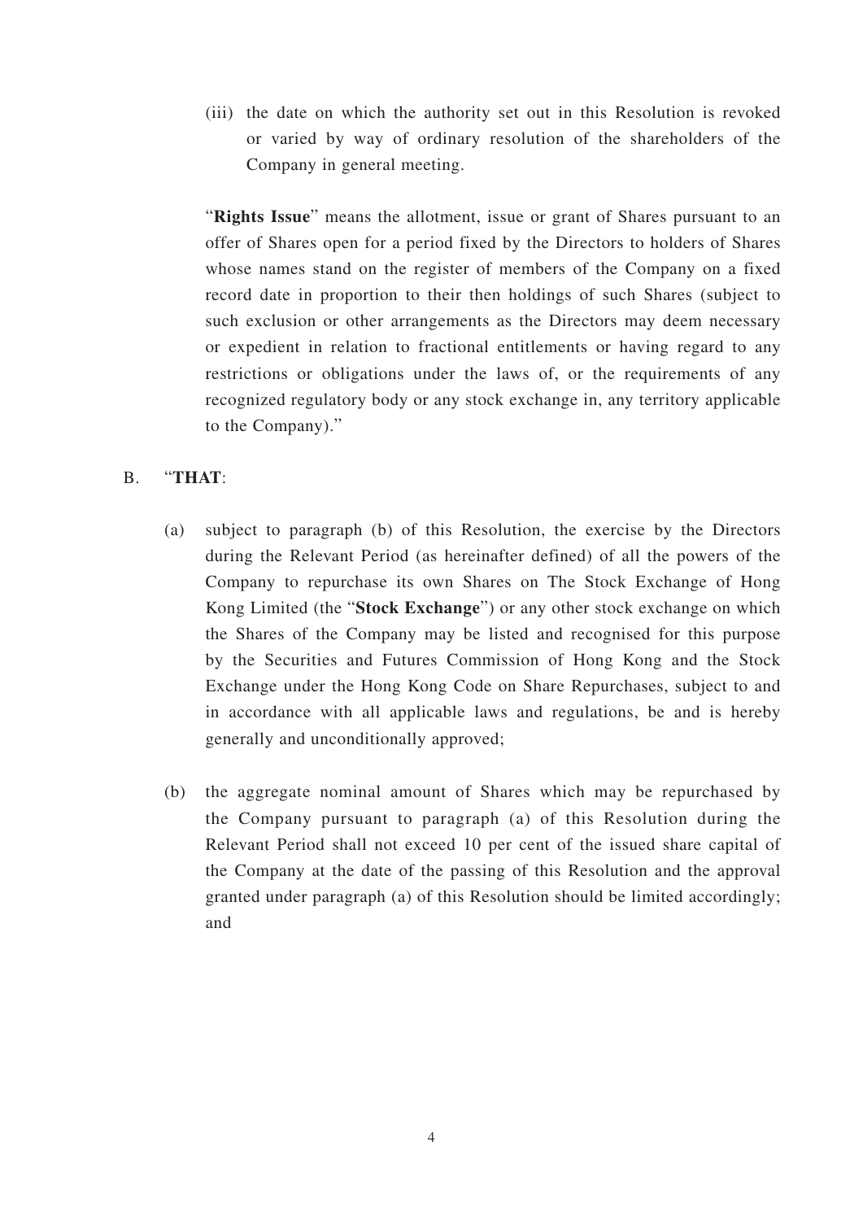(iii) the date on which the authority set out in this Resolution is revoked or varied by way of ordinary resolution of the shareholders of the Company in general meeting.

"**Rights Issue**" means the allotment, issue or grant of Shares pursuant to an offer of Shares open for a period fixed by the Directors to holders of Shares whose names stand on the register of members of the Company on a fixed record date in proportion to their then holdings of such Shares (subject to such exclusion or other arrangements as the Directors may deem necessary or expedient in relation to fractional entitlements or having regard to any restrictions or obligations under the laws of, or the requirements of any recognized regulatory body or any stock exchange in, any territory applicable to the Company)."

B. "**THAT**:

(a) subject to paragraph (b) of this Resolution, the exercise by the Directors during the Relevant Period (as hereinafter defined) of all the powers of the Company to repurchase its own Shares on The Stock Exchange of Hong Kong Limited (the "**Stock Exchange**") or any other stock exchange on which the Shares of the Company may be listed and recognised for this purpose by the Securities and Futures Commission of Hong Kong and the Stock Exchange under the Hong Kong Code on Share Repurchases, subject to and in accordance with all applicable laws and regulations, be and is hereby generally and unconditionally approved;

(b) the aggregate nominal amount of Shares which may be repurchased by the Company pursuant to paragraph (a) of this Resolution during the Relevant Period shall not exceed 10 per cent of the issued share capital of the Company at the date of the passing of this Resolution and the approval granted under paragraph (a) of this Resolution should be limited accordingly; and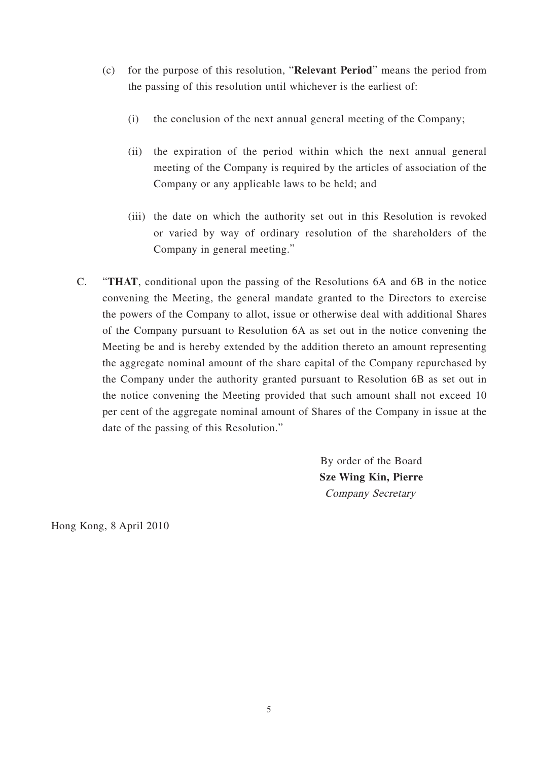(c) for the purpose of this resolution, "**Relevant Period**" means the period from the passing of this resolution until whichever is the earliest of:

   (i) the conclusion of the next annual general meeting of the Company;

   (ii) the expiration of the period within which the next annual general meeting of the Company is required by the articles of association of the Company or any applicable laws to be held; and

   (iii) the date on which the authority set out in this Resolution is revoked or varied by way of ordinary resolution of the shareholders of the Company in general meeting."

C. "**THAT**, conditional upon the passing of the Resolutions 6A and 6B in the notice convening the Meeting, the general mandate granted to the Directors to exercise the powers of the Company to allot, issue or otherwise deal with additional Shares of the Company pursuant to Resolution 6A as set out in the notice convening the Meeting be and is hereby extended by the addition thereto an amount representing the aggregate nominal amount of the share capital of the Company repurchased by the Company under the authority granted pursuant to Resolution 6B as set out in the notice convening the Meeting provided that such amount shall not exceed 10 per cent of the aggregate nominal amount of Shares of the Company in issue at the date of the passing of this Resolution."

By order of the Board
**Sze Wing Kin, Pierre**
*Company Secretary*

Hong Kong, 8 April 2010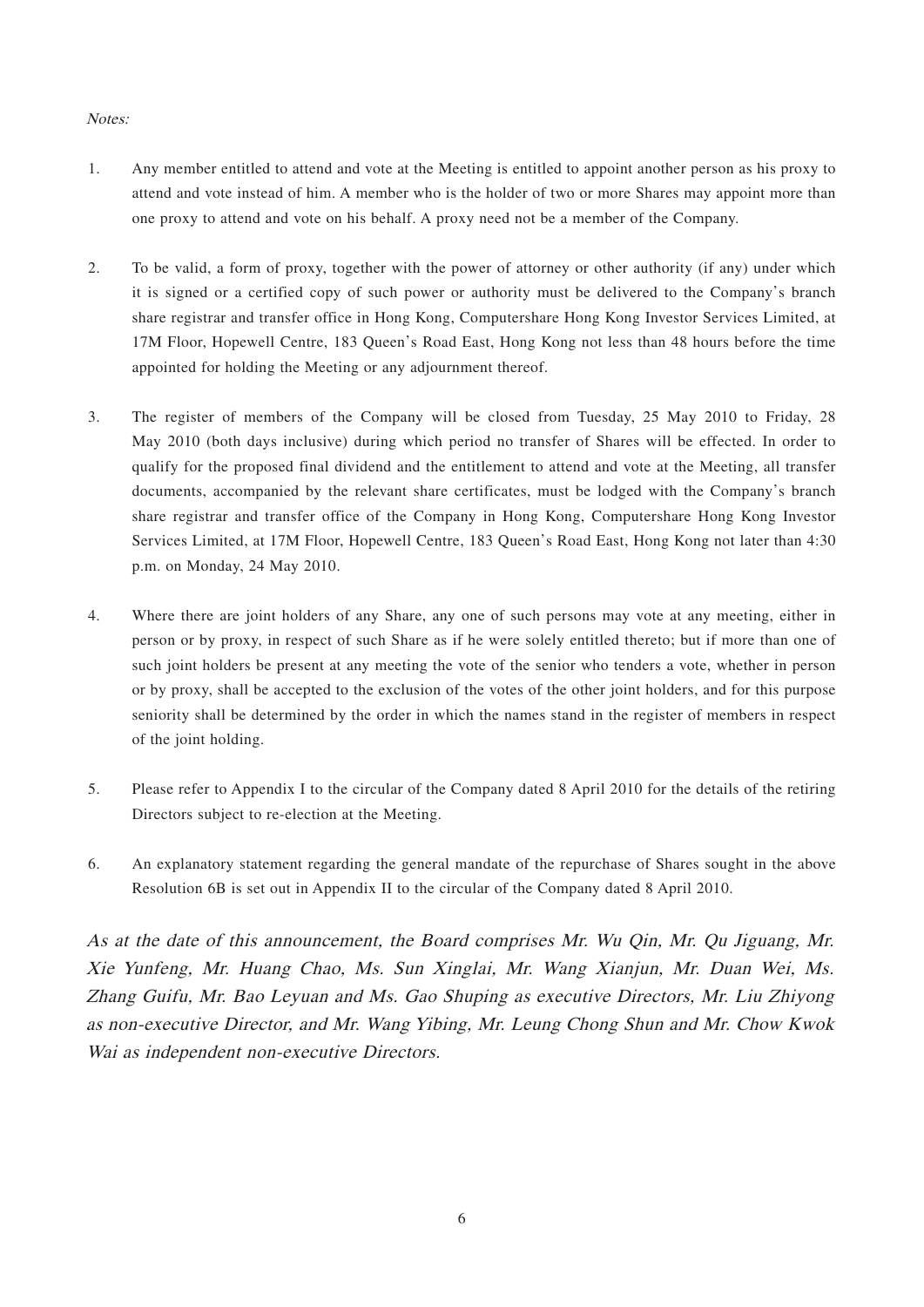*Notes:*

1. Any member entitled to attend and vote at the Meeting is entitled to appoint another person as his proxy to attend and vote instead of him. A member who is the holder of two or more Shares may appoint more than one proxy to attend and vote on his behalf. A proxy need not be a member of the Company.

2. To be valid, a form of proxy, together with the power of attorney or other authority (if any) under which it is signed or a certified copy of such power or authority must be delivered to the Company's branch share registrar and transfer office in Hong Kong, Computershare Hong Kong Investor Services Limited, at 17M Floor, Hopewell Centre, 183 Queen's Road East, Hong Kong not less than 48 hours before the time appointed for holding the Meeting or any adjournment thereof.

3. The register of members of the Company will be closed from Tuesday, 25 May 2010 to Friday, 28 May 2010 (both days inclusive) during which period no transfer of Shares will be effected. In order to qualify for the proposed final dividend and the entitlement to attend and vote at the Meeting, all transfer documents, accompanied by the relevant share certificates, must be lodged with the Company's branch share registrar and transfer office of the Company in Hong Kong, Computershare Hong Kong Investor Services Limited, at 17M Floor, Hopewell Centre, 183 Queen's Road East, Hong Kong not later than 4:30 p.m. on Monday, 24 May 2010.

4. Where there are joint holders of any Share, any one of such persons may vote at any meeting, either in person or by proxy, in respect of such Share as if he were solely entitled thereto; but if more than one of such joint holders be present at any meeting the vote of the senior who tenders a vote, whether in person or by proxy, shall be accepted to the exclusion of the votes of the other joint holders, and for this purpose seniority shall be determined by the order in which the names stand in the register of members in respect of the joint holding.

5. Please refer to Appendix I to the circular of the Company dated 8 April 2010 for the details of the retiring Directors subject to re-election at the Meeting.

6. An explanatory statement regarding the general mandate of the repurchase of Shares sought in the above Resolution 6B is set out in Appendix II to the circular of the Company dated 8 April 2010.

*As at the date of this announcement, the Board comprises Mr. Wu Qin, Mr. Qu Jiguang, Mr. Xie Yunfeng, Mr. Huang Chao, Ms. Sun Xinglai, Mr. Wang Xianjun, Mr. Duan Wei, Ms. Zhang Guifu, Mr. Bao Leyuan and Ms. Gao Shuping as executive Directors, Mr. Liu Zhiyong as non-executive Director, and Mr. Wang Yibing, Mr. Leung Chong Shun and Mr. Chow Kwok Wai as independent non-executive Directors.*